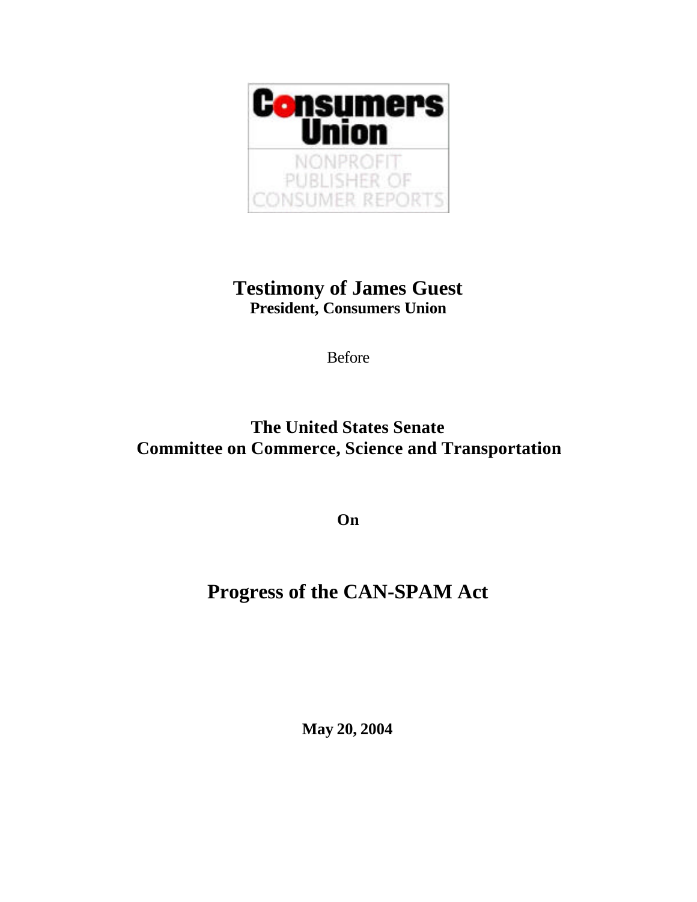Consumers Union

NONPROFIT PUBLISHER OF CONSUMER REPORTS

# Testimony of James Guest

**President, Consumers Union**

Before

## The United States Senate
## Committee on Commerce, Science and Transportation

**On**

# Progress of the CAN-SPAM Act

**May 20, 2004**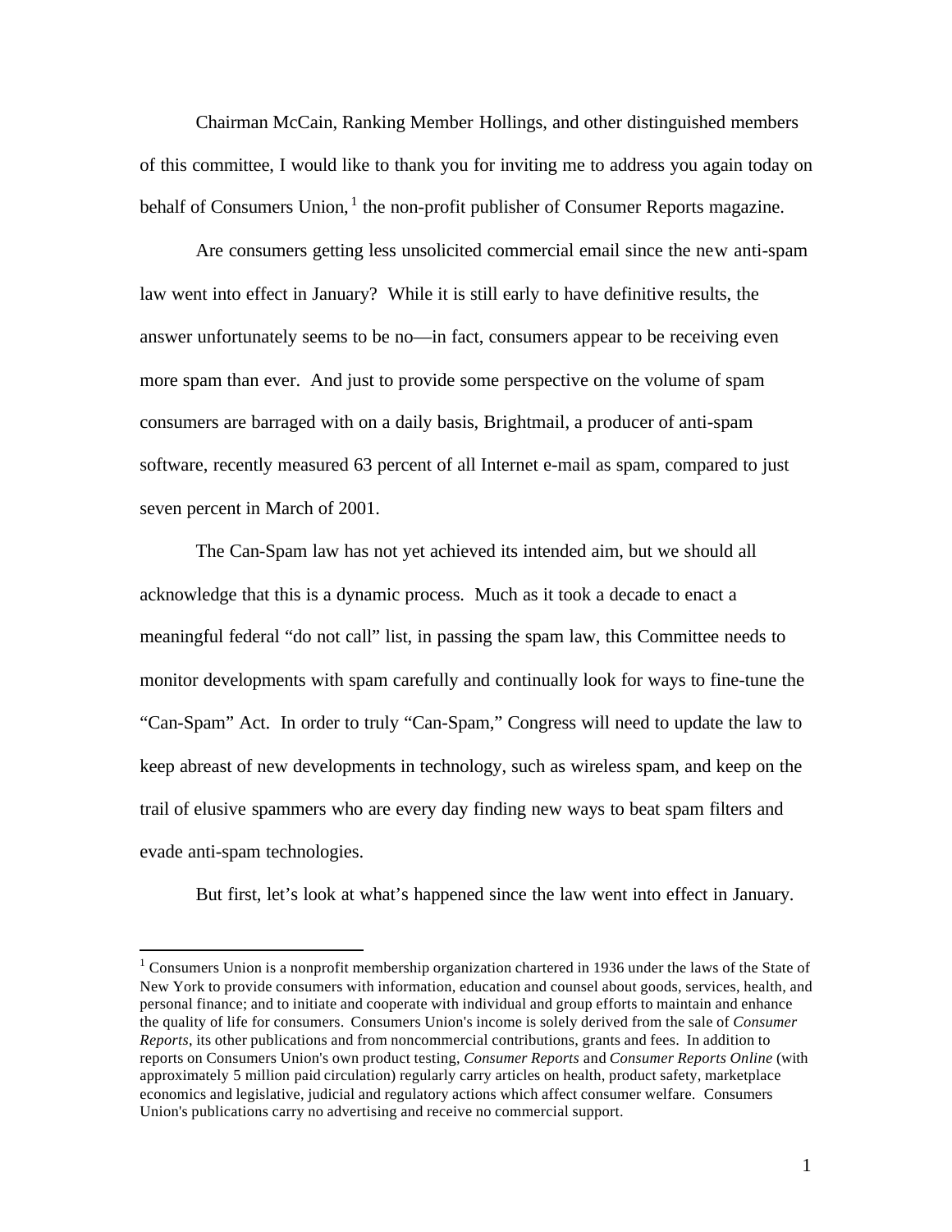Chairman McCain, Ranking Member Hollings, and other distinguished members of this committee, I would like to thank you for inviting me to address you again today on behalf of Consumers Union,[1] the non-profit publisher of Consumer Reports magazine.

Are consumers getting less unsolicited commercial email since the new anti-spam law went into effect in January? While it is still early to have definitive results, the answer unfortunately seems to be no—in fact, consumers appear to be receiving even more spam than ever. And just to provide some perspective on the volume of spam consumers are barraged with on a daily basis, Brightmail, a producer of anti-spam software, recently measured 63 percent of all Internet e-mail as spam, compared to just seven percent in March of 2001.

The Can-Spam law has not yet achieved its intended aim, but we should all acknowledge that this is a dynamic process. Much as it took a decade to enact a meaningful federal "do not call" list, in passing the spam law, this Committee needs to monitor developments with spam carefully and continually look for ways to fine-tune the "Can-Spam" Act. In order to truly "Can-Spam," Congress will need to update the law to keep abreast of new developments in technology, such as wireless spam, and keep on the trail of elusive spammers who are every day finding new ways to beat spam filters and evade anti-spam technologies.

But first, let's look at what's happened since the law went into effect in January.

---

[1] Consumers Union is a nonprofit membership organization chartered in 1936 under the laws of the State of New York to provide consumers with information, education and counsel about goods, services, health, and personal finance; and to initiate and cooperate with individual and group efforts to maintain and enhance the quality of life for consumers. Consumers Union's income is solely derived from the sale of *Consumer Reports*, its other publications and from noncommercial contributions, grants and fees. In addition to reports on Consumers Union's own product testing, *Consumer Reports* and *Consumer Reports Online* (with approximately 5 million paid circulation) regularly carry articles on health, product safety, marketplace economics and legislative, judicial and regulatory actions which affect consumer welfare. Consumers Union's publications carry no advertising and receive no commercial support.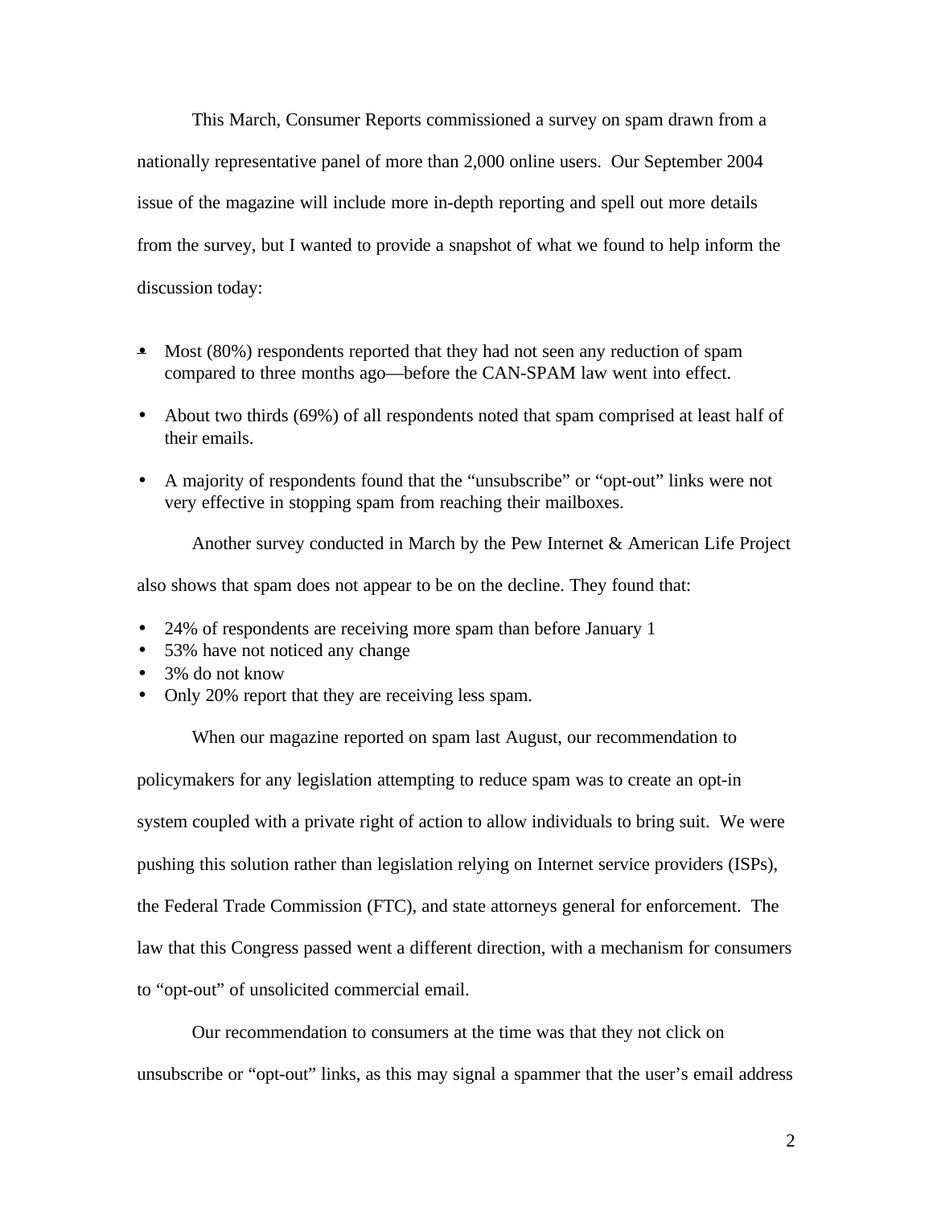This March, Consumer Reports commissioned a survey on spam drawn from a nationally representative panel of more than 2,000 online users. Our September 2004 issue of the magazine will include more in-depth reporting and spell out more details from the survey, but I wanted to provide a snapshot of what we found to help inform the discussion today:

- Most (80%) respondents reported that they had not seen any reduction of spam compared to three months ago—before the CAN-SPAM law went into effect.
- About two thirds (69%) of all respondents noted that spam comprised at least half of their emails.
- A majority of respondents found that the "unsubscribe" or "opt-out" links were not very effective in stopping spam from reaching their mailboxes.

Another survey conducted in March by the Pew Internet & American Life Project also shows that spam does not appear to be on the decline. They found that:

- 24% of respondents are receiving more spam than before January 1
- 53% have not noticed any change
- 3% do not know
- Only 20% report that they are receiving less spam.

When our magazine reported on spam last August, our recommendation to policymakers for any legislation attempting to reduce spam was to create an opt-in system coupled with a private right of action to allow individuals to bring suit. We were pushing this solution rather than legislation relying on Internet service providers (ISPs), the Federal Trade Commission (FTC), and state attorneys general for enforcement. The law that this Congress passed went a different direction, with a mechanism for consumers to "opt-out" of unsolicited commercial email.

Our recommendation to consumers at the time was that they not click on unsubscribe or "opt-out" links, as this may signal a spammer that the user's email address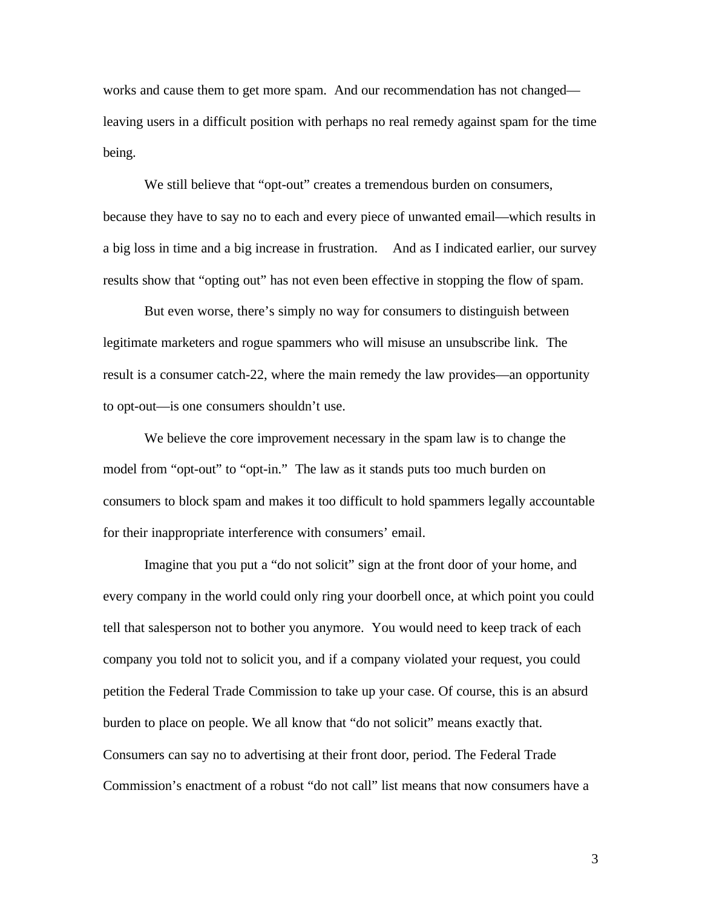works and cause them to get more spam. And our recommendation has not changed—leaving users in a difficult position with perhaps no real remedy against spam for the time being.

We still believe that "opt-out" creates a tremendous burden on consumers, because they have to say no to each and every piece of unwanted email—which results in a big loss in time and a big increase in frustration. And as I indicated earlier, our survey results show that "opting out" has not even been effective in stopping the flow of spam.

But even worse, there's simply no way for consumers to distinguish between legitimate marketers and rogue spammers who will misuse an unsubscribe link. The result is a consumer catch-22, where the main remedy the law provides—an opportunity to opt-out—is one consumers shouldn't use.

We believe the core improvement necessary in the spam law is to change the model from "opt-out" to "opt-in." The law as it stands puts too much burden on consumers to block spam and makes it too difficult to hold spammers legally accountable for their inappropriate interference with consumers' email.

Imagine that you put a "do not solicit" sign at the front door of your home, and every company in the world could only ring your doorbell once, at which point you could tell that salesperson not to bother you anymore. You would need to keep track of each company you told not to solicit you, and if a company violated your request, you could petition the Federal Trade Commission to take up your case. Of course, this is an absurd burden to place on people. We all know that "do not solicit" means exactly that. Consumers can say no to advertising at their front door, period. The Federal Trade Commission's enactment of a robust "do not call" list means that now consumers have a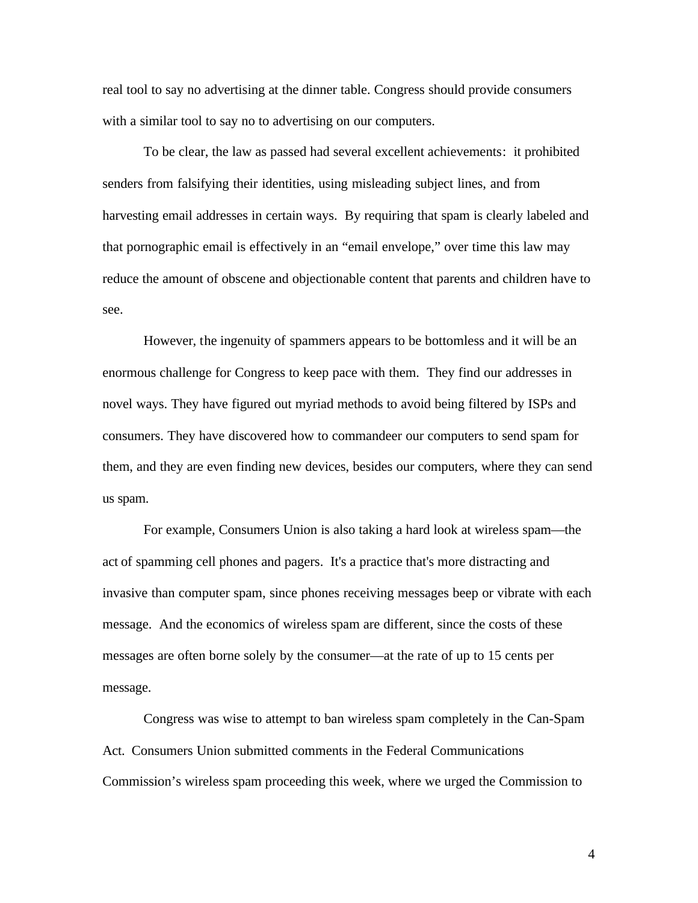real tool to say no advertising at the dinner table. Congress should provide consumers with a similar tool to say no to advertising on our computers.

To be clear, the law as passed had several excellent achievements: it prohibited senders from falsifying their identities, using misleading subject lines, and from harvesting email addresses in certain ways. By requiring that spam is clearly labeled and that pornographic email is effectively in an "email envelope," over time this law may reduce the amount of obscene and objectionable content that parents and children have to see.

However, the ingenuity of spammers appears to be bottomless and it will be an enormous challenge for Congress to keep pace with them. They find our addresses in novel ways. They have figured out myriad methods to avoid being filtered by ISPs and consumers. They have discovered how to commandeer our computers to send spam for them, and they are even finding new devices, besides our computers, where they can send us spam.

For example, Consumers Union is also taking a hard look at wireless spam—the act of spamming cell phones and pagers. It's a practice that's more distracting and invasive than computer spam, since phones receiving messages beep or vibrate with each message. And the economics of wireless spam are different, since the costs of these messages are often borne solely by the consumer—at the rate of up to 15 cents per message.

Congress was wise to attempt to ban wireless spam completely in the Can-Spam Act. Consumers Union submitted comments in the Federal Communications Commission's wireless spam proceeding this week, where we urged the Commission to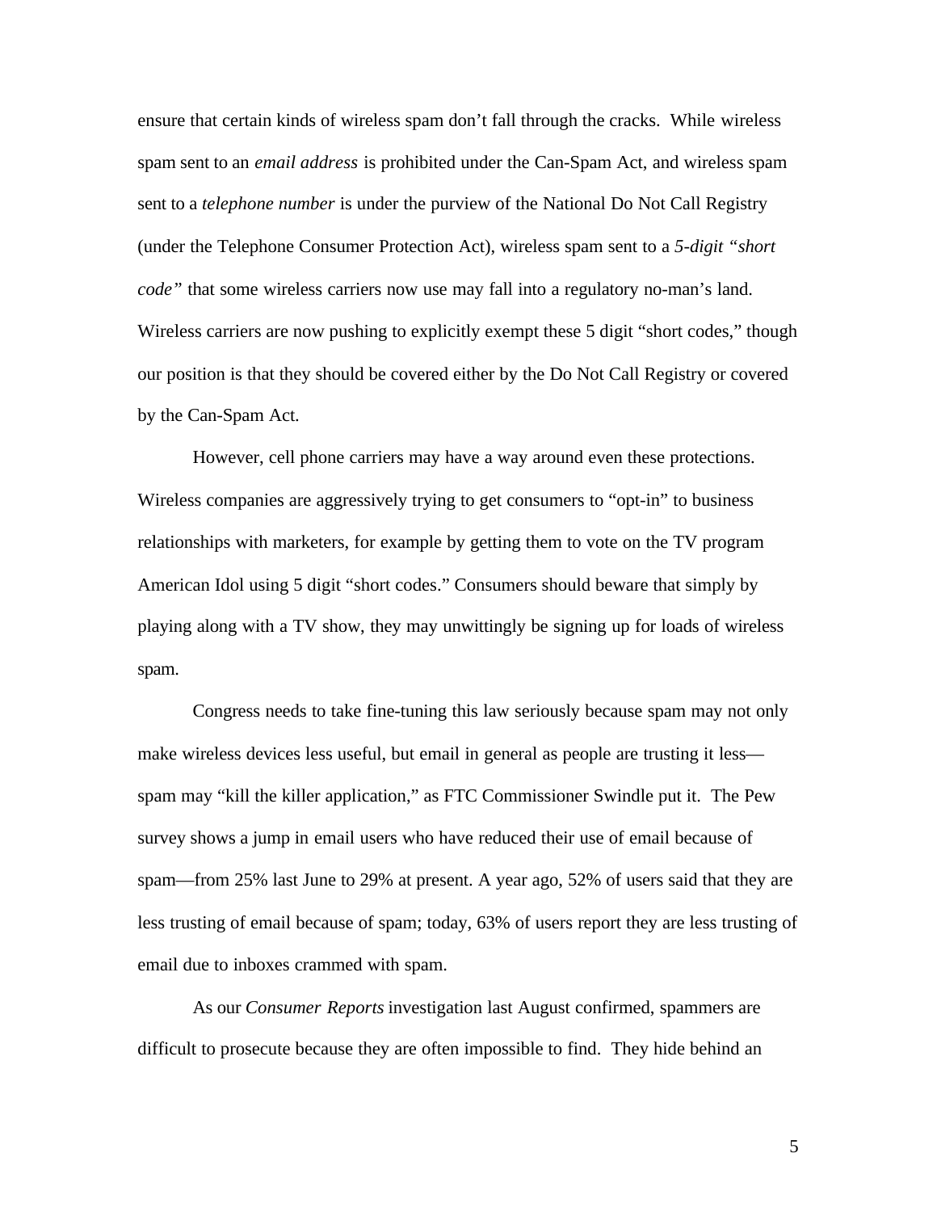ensure that certain kinds of wireless spam don't fall through the cracks. While wireless spam sent to an *email address* is prohibited under the Can-Spam Act, and wireless spam sent to a *telephone number* is under the purview of the National Do Not Call Registry (under the Telephone Consumer Protection Act), wireless spam sent to a *5-digit "short code"* that some wireless carriers now use may fall into a regulatory no-man's land. Wireless carriers are now pushing to explicitly exempt these 5 digit "short codes," though our position is that they should be covered either by the Do Not Call Registry or covered by the Can-Spam Act.

However, cell phone carriers may have a way around even these protections. Wireless companies are aggressively trying to get consumers to "opt-in" to business relationships with marketers, for example by getting them to vote on the TV program American Idol using 5 digit "short codes." Consumers should beware that simply by playing along with a TV show, they may unwittingly be signing up for loads of wireless spam.

Congress needs to take fine-tuning this law seriously because spam may not only make wireless devices less useful, but email in general as people are trusting it less—spam may "kill the killer application," as FTC Commissioner Swindle put it. The Pew survey shows a jump in email users who have reduced their use of email because of spam—from 25% last June to 29% at present. A year ago, 52% of users said that they are less trusting of email because of spam; today, 63% of users report they are less trusting of email due to inboxes crammed with spam.

As our *Consumer Reports* investigation last August confirmed, spammers are difficult to prosecute because they are often impossible to find. They hide behind an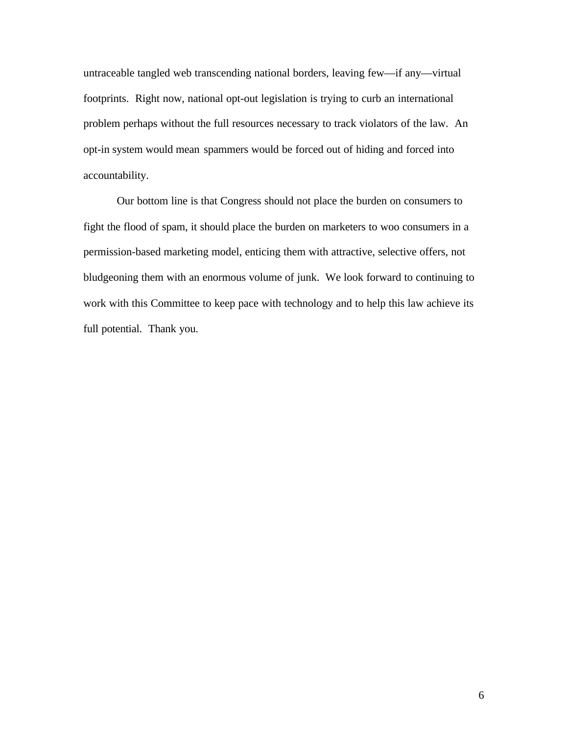untraceable tangled web transcending national borders, leaving few—if any—virtual footprints. Right now, national opt-out legislation is trying to curb an international problem perhaps without the full resources necessary to track violators of the law. An opt-in system would mean spammers would be forced out of hiding and forced into accountability.

Our bottom line is that Congress should not place the burden on consumers to fight the flood of spam, it should place the burden on marketers to woo consumers in a permission-based marketing model, enticing them with attractive, selective offers, not bludgeoning them with an enormous volume of junk. We look forward to continuing to work with this Committee to keep pace with technology and to help this law achieve its full potential. Thank you.